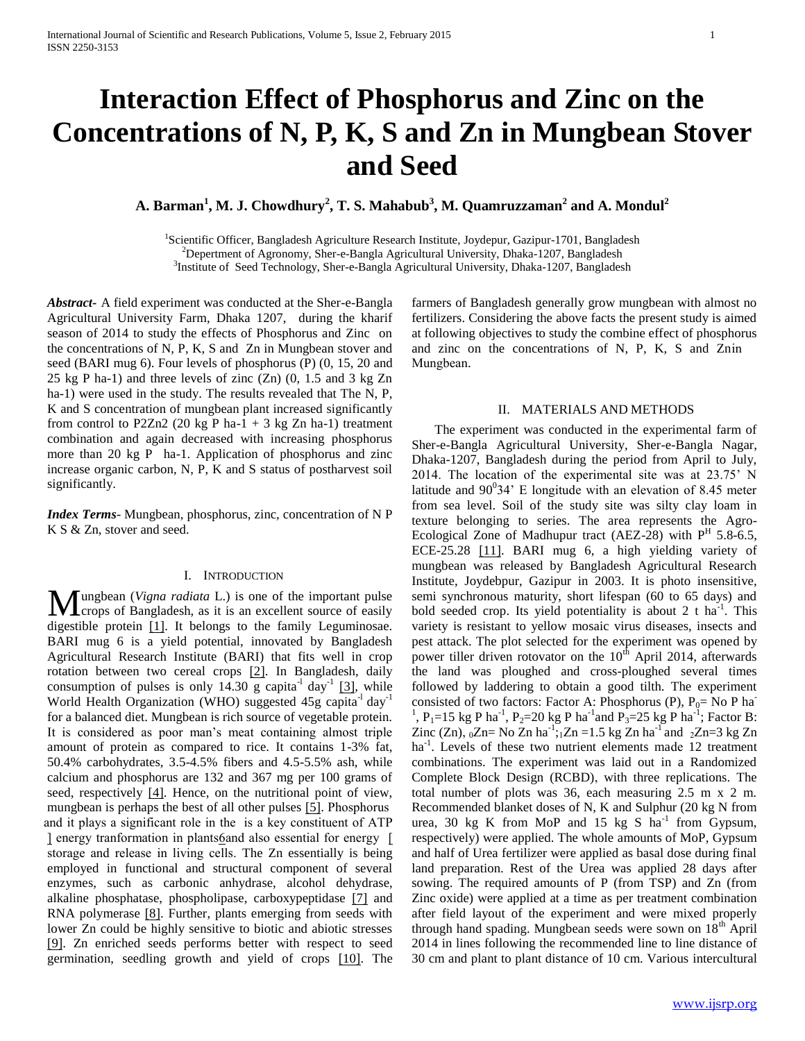# Interaction Effect of Phosphorus and Zinc on the Concentrations of N, P, K, S and Zn in Mungbean Stover and Seed

**A. Barman[1], M. J. Chowdhury[2], T. S. Mahabub[3], M. Quamruzzaman[2] and A. Mondul[2]**

[1]Scientific Officer, Bangladesh Agriculture Research Institute, Joydepur, Gazipur-1701, Bangladesh
[2]Depertment of Agronomy, Sher-e-Bangla Agricultural University, Dhaka-1207, Bangladesh
[3]Institute of Seed Technology, Sher-e-Bangla Agricultural University, Dhaka-1207, Bangladesh

***Abstract-*** A field experiment was conducted at the Sher-e-Bangla Agricultural University Farm, Dhaka 1207, during the kharif season of 2014 to study the effects of Phosphorus and Zinc on the concentrations of N, P, K, S and Zn in Mungbean stover and seed (BARI mug 6). Four levels of phosphorus (P) (0, 15, 20 and 25 kg P ha-1) and three levels of zinc (Zn) (0, 1.5 and 3 kg Zn ha-1) were used in the study. The results revealed that The N, P, K and S concentration of mungbean plant increased significantly from control to P2Zn2 (20 kg P ha-1 + 3 kg Zn ha-1) treatment combination and again decreased with increasing phosphorus more than 20 kg P ha-1. Application of phosphorus and zinc increase organic carbon, N, P, K and S status of postharvest soil significantly.

***Index Terms-*** Mungbean, phosphorus, zinc, concentration of N P K S & Zn, stover and seed.

## I. Introduction

Mungbean (*Vigna radiata* L.) is one of the important pulse crops of Bangladesh, as it is an excellent source of easily digestible protein [1]. It belongs to the family Leguminosae. BARI mug 6 is a yield potential, innovated by Bangladesh Agricultural Research Institute (BARI) that fits well in crop rotation between two cereal crops [2]. In Bangladesh, daily consumption of pulses is only 14.30 g capita$^{-1}$ day$^{-1}$ [3], while World Health Organization (WHO) suggested 45g capita$^{-1}$ day$^{-1}$ for a balanced diet. Mungbean is rich source of vegetable protein. It is considered as poor man's meat containing almost triple amount of protein as compared to rice. It contains 1-3% fat, 50.4% carbohydrates, 3.5-4.5% fibers and 4.5-5.5% ash, while calcium and phosphorus are 132 and 367 mg per 100 grams of seed, respectively [4]. Hence, on the nutritional point of view, mungbean is perhaps the best of all other pulses [5]. Phosphorus and it plays a significant role in the is a key constituent of ATP ] energy tranformation in plants6and also essential for energy [ storage and release in living cells. The Zn essentially is being employed in functional and structural component of several enzymes, such as carbonic anhydrase, alcohol dehydrase, alkaline phosphatase, phospholipase, carboxypeptidase [7] and RNA polymerase [8]. Further, plants emerging from seeds with lower Zn could be highly sensitive to biotic and abiotic stresses [9]. Zn enriched seeds performs better with respect to seed germination, seedling growth and yield of crops [10]. The farmers of Bangladesh generally grow mungbean with almost no fertilizers. Considering the above facts the present study is aimed at following objectives to study the combine effect of phosphorus and zinc on the concentrations of N, P, K, S and Znin Mungbean.

## II. Materials and Methods

The experiment was conducted in the experimental farm of Sher-e-Bangla Agricultural University, Sher-e-Bangla Nagar, Dhaka-1207, Bangladesh during the period from April to July, 2014. The location of the experimental site was at 23.75' N latitude and $90^{0}34'$ E longitude with an elevation of 8.45 meter from sea level. Soil of the study site was silty clay loam in texture belonging to series. The area represents the Agro-Ecological Zone of Madhupur tract (AEZ-28) with $P^{H}$ 5.8-6.5, ECE-25.28 [11]. BARI mug 6, a high yielding variety of mungbean was released by Bangladesh Agricultural Research Institute, Joydebpur, Gazipur in 2003. It is photo insensitive, semi synchronous maturity, short lifespan (60 to 65 days) and bold seeded crop. Its yield potentiality is about 2 t ha$^{-1}$. This variety is resistant to yellow mosaic virus diseases, insects and pest attack. The plot selected for the experiment was opened by power tiller driven rotovator on the 10$^{th}$ April 2014, afterwards the land was ploughed and cross-ploughed several times followed by laddering to obtain a good tilth. The experiment consisted of two factors: Factor A: Phosphorus (P), $P_0$= No P ha$^{-1}$, $P_1$=15 kg P ha$^{-1}$, $P_2$=20 kg P ha$^{-1}$and $P_3$=25 kg P ha$^{-1}$; Factor B: Zinc (Zn), $_0$Zn= No Zn ha$^{-1}$;$_1$Zn =1.5 kg Zn ha$^{-1}$ and $_2$Zn=3 kg Zn ha$^{-1}$. Levels of these two nutrient elements made 12 treatment combinations. The experiment was laid out in a Randomized Complete Block Design (RCBD), with three replications. The total number of plots was 36, each measuring 2.5 m x 2 m. Recommended blanket doses of N, K and Sulphur (20 kg N from urea, 30 kg K from MoP and 15 kg S ha$^{-1}$ from Gypsum, respectively) were applied. The whole amounts of MoP, Gypsum and half of Urea fertilizer were applied as basal dose during final land preparation. Rest of the Urea was applied 28 days after sowing. The required amounts of P (from TSP) and Zn (from Zinc oxide) were applied at a time as per treatment combination after field layout of the experiment and were mixed properly through hand spading. Mungbean seeds were sown on 18$^{th}$ April 2014 in lines following the recommended line to line distance of 30 cm and plant to plant distance of 10 cm. Various intercultural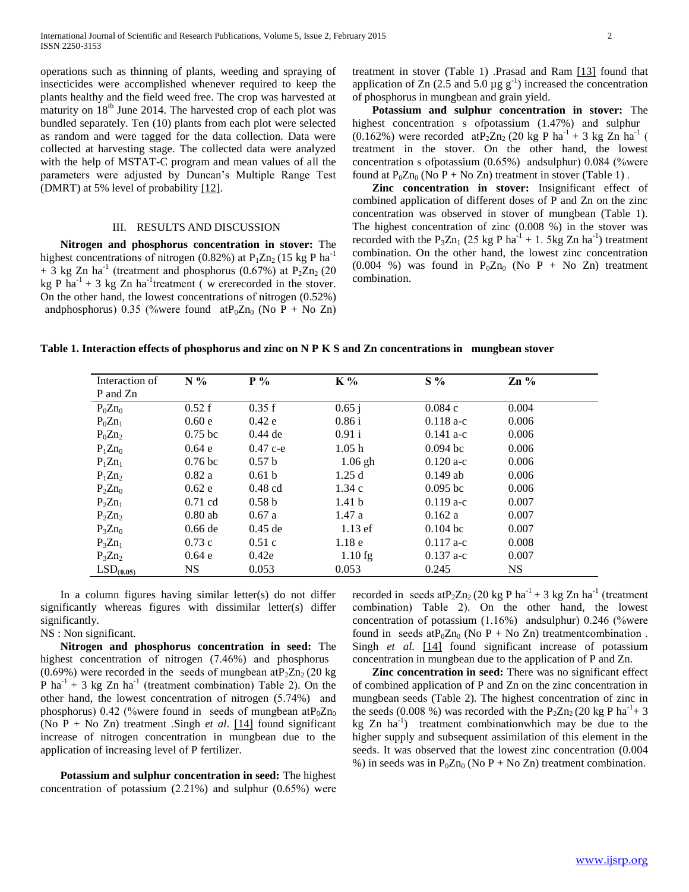operations such as thinning of plants, weeding and spraying of insecticides were accomplished whenever required to keep the plants healthy and the field weed free. The crop was harvested at maturity on 18th June 2014. The harvested crop of each plot was bundled separately. Ten (10) plants from each plot were selected as random and were tagged for the data collection. Data were collected at harvesting stage. The collected data were analyzed with the help of MSTAT-C program and mean values of all the parameters were adjusted by Duncan's Multiple Range Test (DMRT) at 5% level of probability [12].

## III. RESULTS AND DISCUSSION

**Nitrogen and phosphorus concentration in stover:** The highest concentrations of nitrogen (0.82%) at $P_1Zn_2$ (15 kg P ha$^{-1}$ + 3 kg Zn ha$^{-1}$ (treatment and phosphorus (0.67%) at $P_2Zn_2$ (20 kg P ha$^{-1}$ + 3 kg Zn ha$^{-1}$treatment ( w ererecorded in the stover. On the other hand, the lowest concentrations of nitrogen (0.52%) andphosphorus) 0.35 (%were found at$P_0Zn_0$ (No P + No Zn) treatment in stover (Table 1) .Prasad and Ram [13] found that application of Zn (2.5 and 5.0 µg g$^{-1}$) increased the concentration of phosphorus in mungbean and grain yield.

**Potassium and sulphur concentration in stover:** The highest concentration s ofpotassium (1.47%) and sulphur (0.162%) were recorded at$P_2Zn_2$ (20 kg P ha$^{-1}$ + 3 kg Zn ha$^{-1}$ ( treatment in the stover. On the other hand, the lowest concentration s ofpotassium (0.65%) andsulphur) 0.084 (%were found at $P_0Zn_0$ (No P + No Zn) treatment in stover (Table 1) .

**Zinc concentration in stover:** Insignificant effect of combined application of different doses of P and Zn on the zinc concentration was observed in stover of mungbean (Table 1). The highest concentration of zinc (0.008 %) in the stover was recorded with the $P_3Zn_1$ (25 kg P ha$^{-1}$ + 1. 5kg Zn ha$^{-1}$) treatment combination. On the other hand, the lowest zinc concentration (0.004 %) was found in $P_0Zn_0$ (No P + No Zn) treatment combination.

**Table 1. Interaction effects of phosphorus and zinc on N P K S and Zn concentrations in mungbean stover**

| Interaction of P and Zn | N % | P % | K % | S % | Zn % |
|---|---|---|---|---|---|
| $P_0Zn_0$ | 0.52 f | 0.35 f | 0.65 j | 0.084 c | 0.004 |
| $P_0Zn_1$ | 0.60 e | 0.42 e | 0.86 i | 0.118 a-c | 0.006 |
| $P_0Zn_2$ | 0.75 bc | 0.44 de | 0.91 i | 0.141 a-c | 0.006 |
| $P_1Zn_0$ | 0.64 e | 0.47 c-e | 1.05 h | 0.094 bc | 0.006 |
| $P_1Zn_1$ | 0.76 bc | 0.57 b | 1.06 gh | 0.120 a-c | 0.006 |
| $P_1Zn_2$ | 0.82 a | 0.61 b | 1.25 d | 0.149 ab | 0.006 |
| $P_2Zn_0$ | 0.62 e | 0.48 cd | 1.34 c | 0.095 bc | 0.006 |
| $P_2Zn_1$ | 0.71 cd | 0.58 b | 1.41 b | 0.119 a-c | 0.007 |
| $P_2Zn_2$ | 0.80 ab | 0.67 a | 1.47 a | 0.162 a | 0.007 |
| $P_3Zn_0$ | 0.66 de | 0.45 de | 1.13 ef | 0.104 bc | 0.007 |
| $P_3Zn_1$ | 0.73 c | 0.51 c | 1.18 e | 0.117 a-c | 0.008 |
| $P_3Zn_2$ | 0.64 e | 0.42e | 1.10 fg | 0.137 a-c | 0.007 |
| $LSD_{(0.05)}$ | NS | 0.053 | 0.053 | 0.245 | NS |

In a column figures having similar letter(s) do not differ significantly whereas figures with dissimilar letter(s) differ significantly.

NS : Non significant.

**Nitrogen and phosphorus concentration in seed:** The highest concentration of nitrogen (7.46%) and phosphorus (0.69%) were recorded in the seeds of mungbean at$P_2Zn_2$ (20 kg P ha$^{-1}$ + 3 kg Zn ha$^{-1}$ (treatment combination) Table 2). On the other hand, the lowest concentration of nitrogen (5.74%) and phosphorus) 0.42 (%were found in seeds of mungbean at$P_0Zn_0$ (No P + No Zn) treatment .Singh *et al*. [14] found significant increase of nitrogen concentration in mungbean due to the application of increasing level of P fertilizer.

**Potassium and sulphur concentration in seed:** The highest concentration of potassium (2.21%) and sulphur (0.65%) were recorded in seeds at$P_2Zn_2$ (20 kg P ha$^{-1}$ + 3 kg Zn ha$^{-1}$ (treatment combination) Table 2). On the other hand, the lowest concentration of potassium (1.16%) andsulphur) 0.246 (%were found in seeds at$P_0Zn_0$ (No P + No Zn) treatmentcombination . Singh *et al.* [14] found significant increase of potassium concentration in mungbean due to the application of P and Zn.

**Zinc concentration in seed:** There was no significant effect of combined application of P and Zn on the zinc concentration in mungbean seeds (Table 2). The highest concentration of zinc in the seeds (0.008 %) was recorded with the $P_2Zn_2$ (20 kg P ha$^{-1}$+ 3 kg Zn ha$^{-1}$) treatment combinationwhich may be due to the higher supply and subsequent assimilation of this element in the seeds. It was observed that the lowest zinc concentration (0.004 %) in seeds was in $P_0Zn_0$ (No P + No Zn) treatment combination.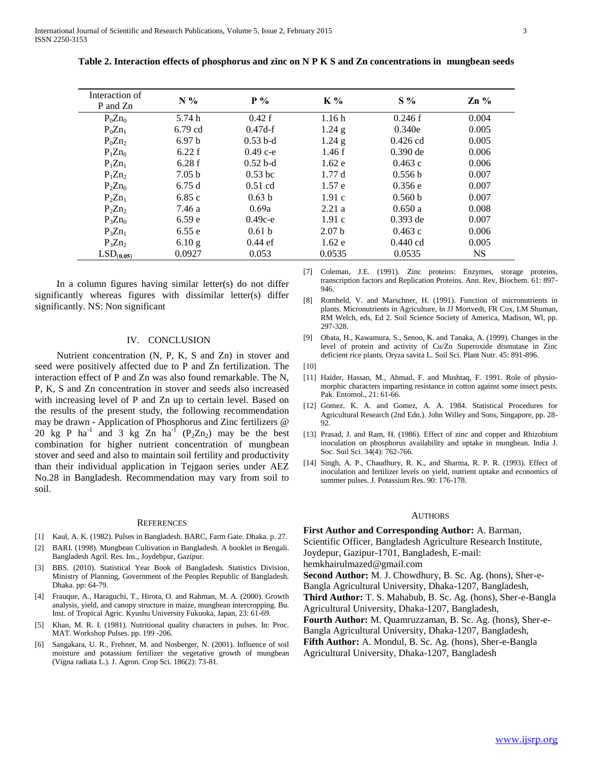**Table 2. Interaction effects of phosphorus and zinc on N P K S and Zn concentrations in mungbean seeds**

| Interaction of P and Zn | N % | P % | K % | S % | Zn % |
|---|---|---|---|---|---|
| $P_0Zn_0$ | 5.74 h | 0.42 f | 1.16 h | 0.246 f | 0.004 |
| $P_0Zn_1$ | 6.79 cd | 0.47d-f | 1.24 g | 0.340e | 0.005 |
| $P_0Zn_2$ | 6.97 b | 0.53 b-d | 1.24 g | 0.426 cd | 0.005 |
| $P_1Zn_0$ | 6.22 f | 0.49 c-e | 1.46 f | 0.390 de | 0.006 |
| $P_1Zn_1$ | 6.28 f | 0.52 b-d | 1.62 e | 0.463 c | 0.006 |
| $P_1Zn_2$ | 7.05 b | 0.53 bc | 1.77 d | 0.556 b | 0.007 |
| $P_2Zn_0$ | 6.75 d | 0.51 cd | 1.57 e | 0.356 e | 0.007 |
| $P_2Zn_1$ | 6.85 c | 0.63 b | 1.91 c | 0.560 b | 0.007 |
| $P_2Zn_2$ | 7.46 a | 0.69a | 2.21 a | 0.650 a | 0.008 |
| $P_3Zn_0$ | 6.59 e | 0.49c-e | 1.91 c | 0.393 de | 0.007 |
| $P_3Zn_1$ | 6.55 e | 0.61 b | 2.07 b | 0.463 c | 0.006 |
| $P_3Zn_2$ | 6.10 g | 0.44 ef | 1.62 e | 0.440 cd | 0.005 |
| $LSD_{(0.05)}$ | 0.0927 | 0.053 | 0.0535 | 0.0535 | NS |

In a column figures having similar letter(s) do not differ significantly whereas figures with dissimilar letter(s) differ significantly. NS: Non significant

## IV. CONCLUSION

Nutrient concentration (N, P, K, S and Zn) in stover and seed were positively affected due to P and Zn fertilization. The interaction effect of P and Zn was also found remarkable. The N, P, K, S and Zn concentration in stover and seeds also increased with increasing level of P and Zn up to certain level. Based on the results of the present study, the following recommendation may be drawn - Application of Phosphorus and Zinc fertilizers @ 20 kg P $ha^{-1}$ and 3 kg Zn $ha^{-1}$ ($P_2Zn_2$) may be the best combination for higher nutrient concentration of mungbean stover and seed and also to maintain soil fertility and productivity than their individual application in Tejgaon series under AEZ No.28 in Bangladesh. Recommendation may vary from soil to soil.

## REFERENCES

[1] Kaul, A. K. (1982). Pulses in Bangladesh. BARC, Farm Gate. Dhaka. p. 27.

[2] BARI. (1998). Mungbean Cultivation in Bangladesh. A booklet in Bengali. Bangladesh Agril. Res. Ins., Joydebpur, Gazipur.

[3] BBS. (2010). Statistical Year Book of Bangladesh. Statistics Division, Ministry of Planning, Government of the Peoples Republic of Bangladesh. Dhaka. pp: 64-79.

[4] Frauque, A., Haraguchi, T., Hirota, O. and Rahman, M. A. (2000). Growth analysis, yield, and canopy structure in maize, mungbean intercropping. Bu. Inst. of Tropical Agric. Kyushu University Fukuoka, Japan, 23: 61-69.

[5] Khan, M. R. I. (1981). Nutritional quality characters in pulses. In: Proc. MAT. Workshop Pulses. pp. 199 -206.

[6] Sangakara, U. R., Frehner, M. and Nosberger, N. (2001). Influence of soil moisture and potassium fertilizer the vegetative growth of mungbean (Vigna radiata L.). J. Agron. Crop Sci. 186(2): 73-81.

[7] Coleman, J.E. (1991). Zinc proteins: Enzymes, storage proteins, transcription factors and Replication Proteins. Ann. Rev, Biochem. 61: 897-946.

[8] Romheld, V. and Marschner, H. (1991). Function of micronutrients in plants. Micronutrients in Agriculture, ln JJ Mortvedt, FR Cox, LM Shuman, RM Welch, eds, Ed 2. Soil Science Society of America, Madison, Wl, pp. 297-328.

[9] Obata, H., Kawamura, S., Senoo, K. and Tanaka, A. (1999). Changes in the level of protein and activity of Cu/Zn Superoxide dismutase in Zinc deficient rice plants. Oryza savita L. Soil Sci. Plant Nutr. 45: 891-896.

[10]

[11] Haider, Hassan, M., Ahmad, F. and Mushtaq, F. 1991. Role of physio-morphic characters imparting resistance in cotton against some insect pests. Pak. Entomol., 21: 61-66.

[12] Gomez. K. A. and Gomez, A. A. 1984. Statistical Procedures for Agricultural Research (2nd Edn.). John Willey and Sons, Singapore, pp. 28-92.

[13] Prasad, J. and Ram, H. (1986). Effect of zinc and copper and Rhizobium inoculation on phosphorus availability and uptake in mungbean. India J. Soc. Soil Sci. 34(4): 762-766.

[14] Singh, A. P., Chaudhury, R. K., and Sharma, R. P. R. (1993). Effect of inoculation and fertilizer levels on yield, nutrient uptake and economics of summer pulses. J. Potassium Res. 90: 176-178.

## AUTHORS

**First Author and Corresponding Author:** A. Barman, Scientific Officer, Bangladesh Agriculture Research Institute, Joydepur, Gazipur-1701, Bangladesh, E-mail: hemkhairulmazed@gmail.com

**Second Author:** M. J. Chowdhury, B. Sc. Ag. (hons), Sher-e-Bangla Agricultural University, Dhaka-1207, Bangladesh,

**Third Author:** T. S. Mahabub, B. Sc. Ag. (hons), Sher-e-Bangla Agricultural University, Dhaka-1207, Bangladesh,

**Fourth Author:** M. Quamruzzaman, B. Sc. Ag. (hons), Sher-e-Bangla Agricultural University, Dhaka-1207, Bangladesh,

**Fifth Author:** A. Mondul, B. Sc. Ag. (hons), Sher-e-Bangla Agricultural University, Dhaka-1207, Bangladesh